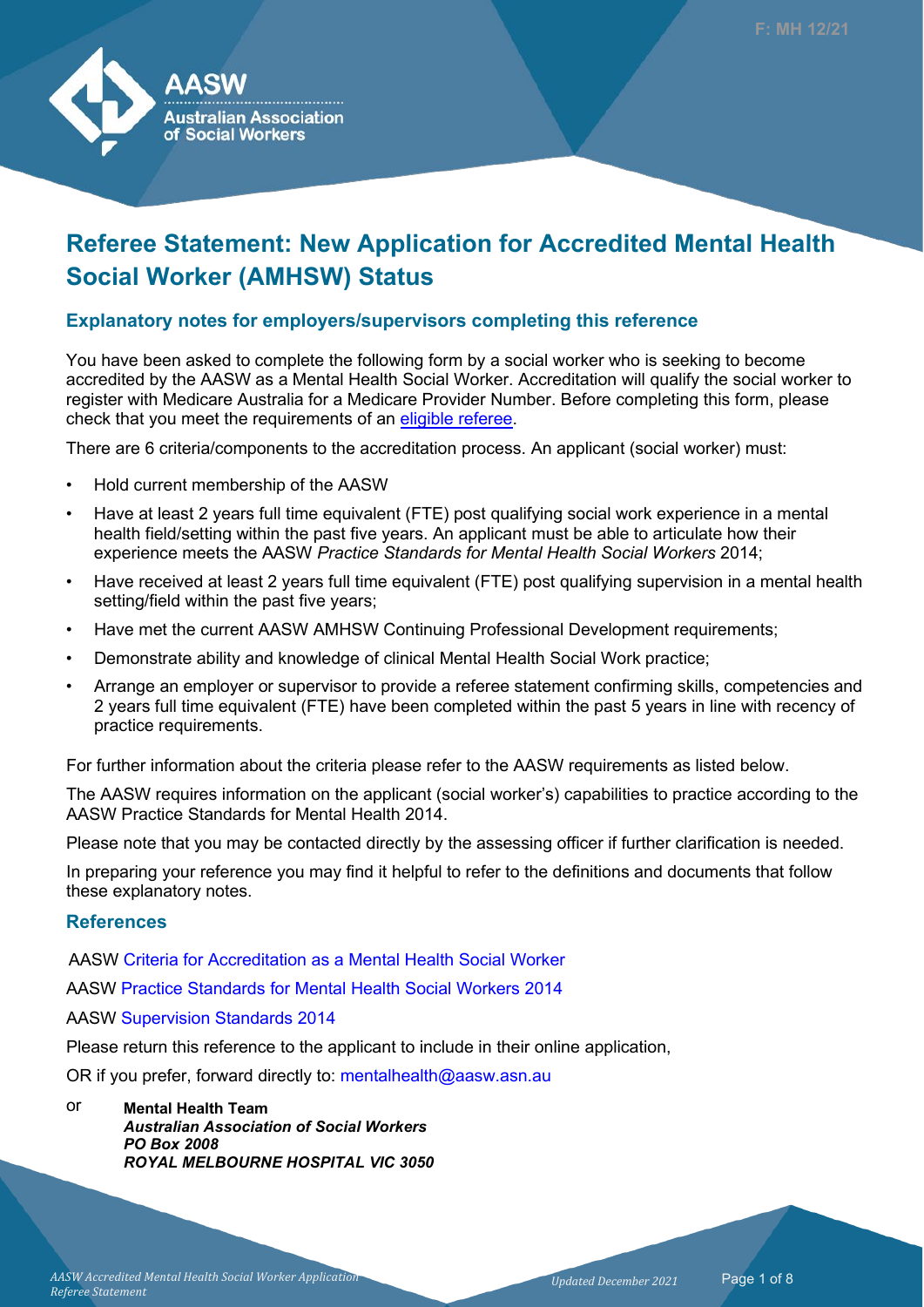F: MH 12/21

AASW
Australian Association of Social Workers

# Referee Statement: New Application for Accredited Mental Health Social Worker (AMHSW) Status

## Explanatory notes for employers/supervisors completing this reference

You have been asked to complete the following form by a social worker who is seeking to become accredited by the AASW as a Mental Health Social Worker. Accreditation will qualify the social worker to register with Medicare Australia for a Medicare Provider Number. Before completing this form, please check that you meet the requirements of an eligible referee.

There are 6 criteria/components to the accreditation process. An applicant (social worker) must:

- Hold current membership of the AASW
- Have at least 2 years full time equivalent (FTE) post qualifying social work experience in a mental health field/setting within the past five years. An applicant must be able to articulate how their experience meets the AASW *Practice Standards for Mental Health Social Workers* 2014;
- Have received at least 2 years full time equivalent (FTE) post qualifying supervision in a mental health setting/field within the past five years;
- Have met the current AASW AMHSW Continuing Professional Development requirements;
- Demonstrate ability and knowledge of clinical Mental Health Social Work practice;
- Arrange an employer or supervisor to provide a referee statement confirming skills, competencies and 2 years full time equivalent (FTE) have been completed within the past 5 years in line with recency of practice requirements.

For further information about the criteria please refer to the AASW requirements as listed below.

The AASW requires information on the applicant (social worker's) capabilities to practice according to the AASW Practice Standards for Mental Health 2014.

Please note that you may be contacted directly by the assessing officer if further clarification is needed.

In preparing your reference you may find it helpful to refer to the definitions and documents that follow these explanatory notes.

## References

AASW Criteria for Accreditation as a Mental Health Social Worker

AASW Practice Standards for Mental Health Social Workers 2014

AASW Supervision Standards 2014

Please return this reference to the applicant to include in their online application,

OR if you prefer, forward directly to: mentalhealth@aasw.asn.au

or **Mental Health Team**
***Australian Association of Social Workers***
***PO Box 2008***
***ROYAL MELBOURNE HOSPITAL VIC 3050***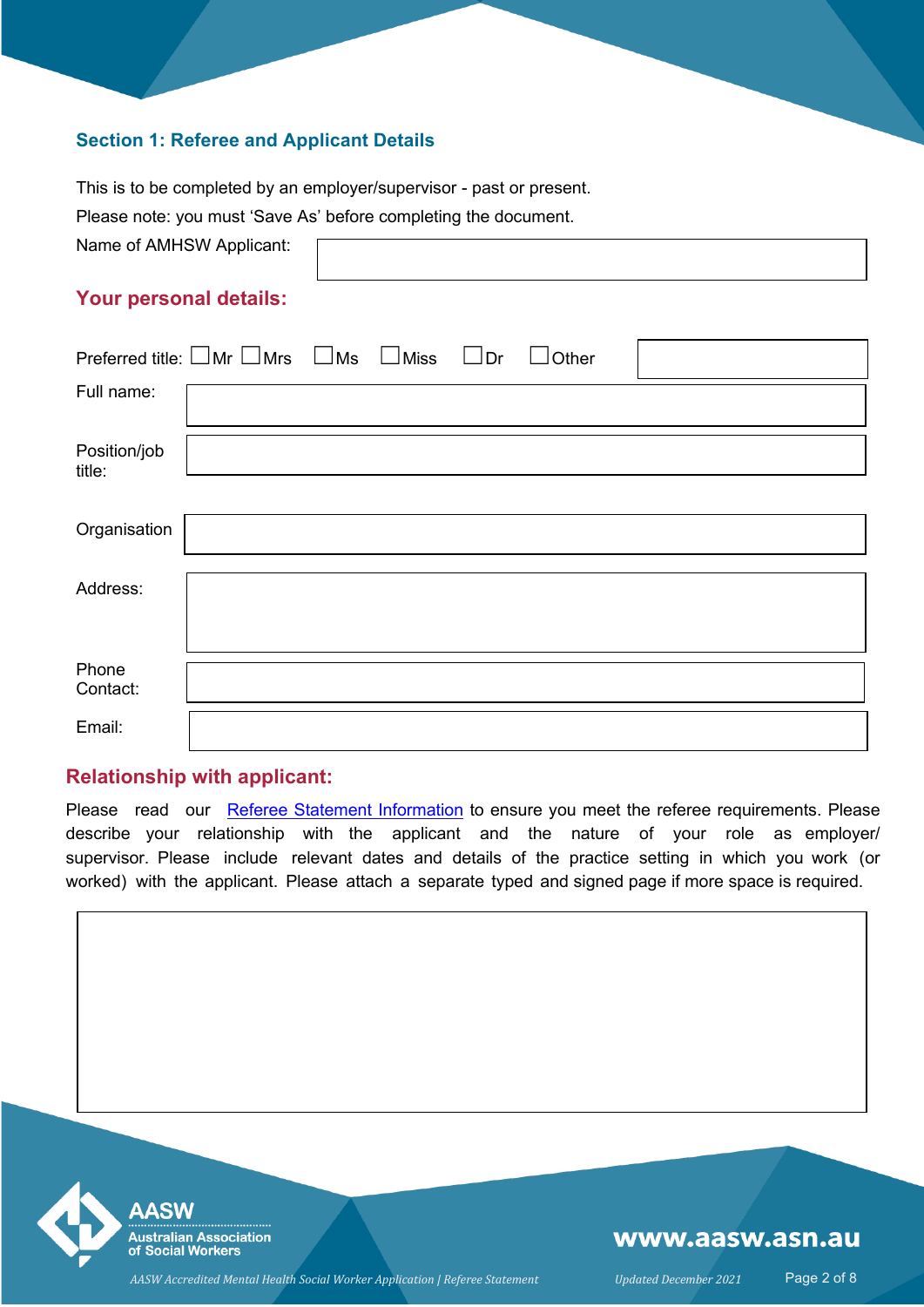## Section 1: Referee and Applicant Details

This is to be completed by an employer/supervisor - past or present.

Please note: you must 'Save As' before completing the document.

Name of AMHSW Applicant:

### Your personal details:

Preferred title: ☐ Mr ☐ Mrs ☐ Ms ☐ Miss ☐ Dr ☐ Other

Full name:

Position/job title:

Organisation

Address:

Phone Contact:

Email:

### Relationship with applicant:

Please read our Referee Statement Information to ensure you meet the referee requirements. Please describe your relationship with the applicant and the nature of your role as employer/ supervisor. Please include relevant dates and details of the practice setting in which you work (or worked) with the applicant. Please attach a separate typed and signed page if more space is required.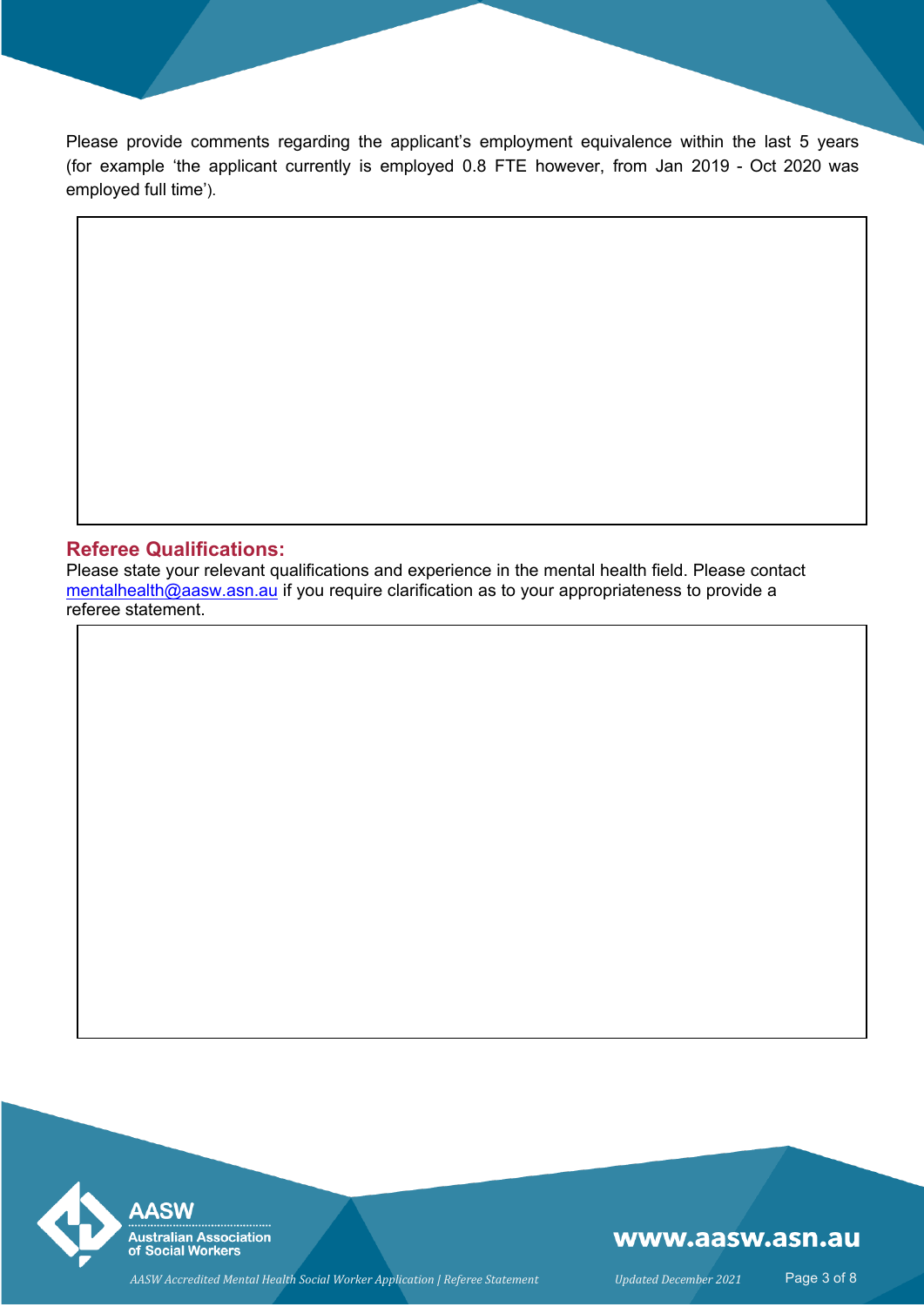Please provide comments regarding the applicant's employment equivalence within the last 5 years (for example 'the applicant currently is employed 0.8 FTE however, from Jan 2019 - Oct 2020 was employed full time').

## Referee Qualifications:

Please state your relevant qualifications and experience in the mental health field. Please contact mentalhealth@aasw.asn.au if you require clarification as to your appropriateness to provide a referee statement.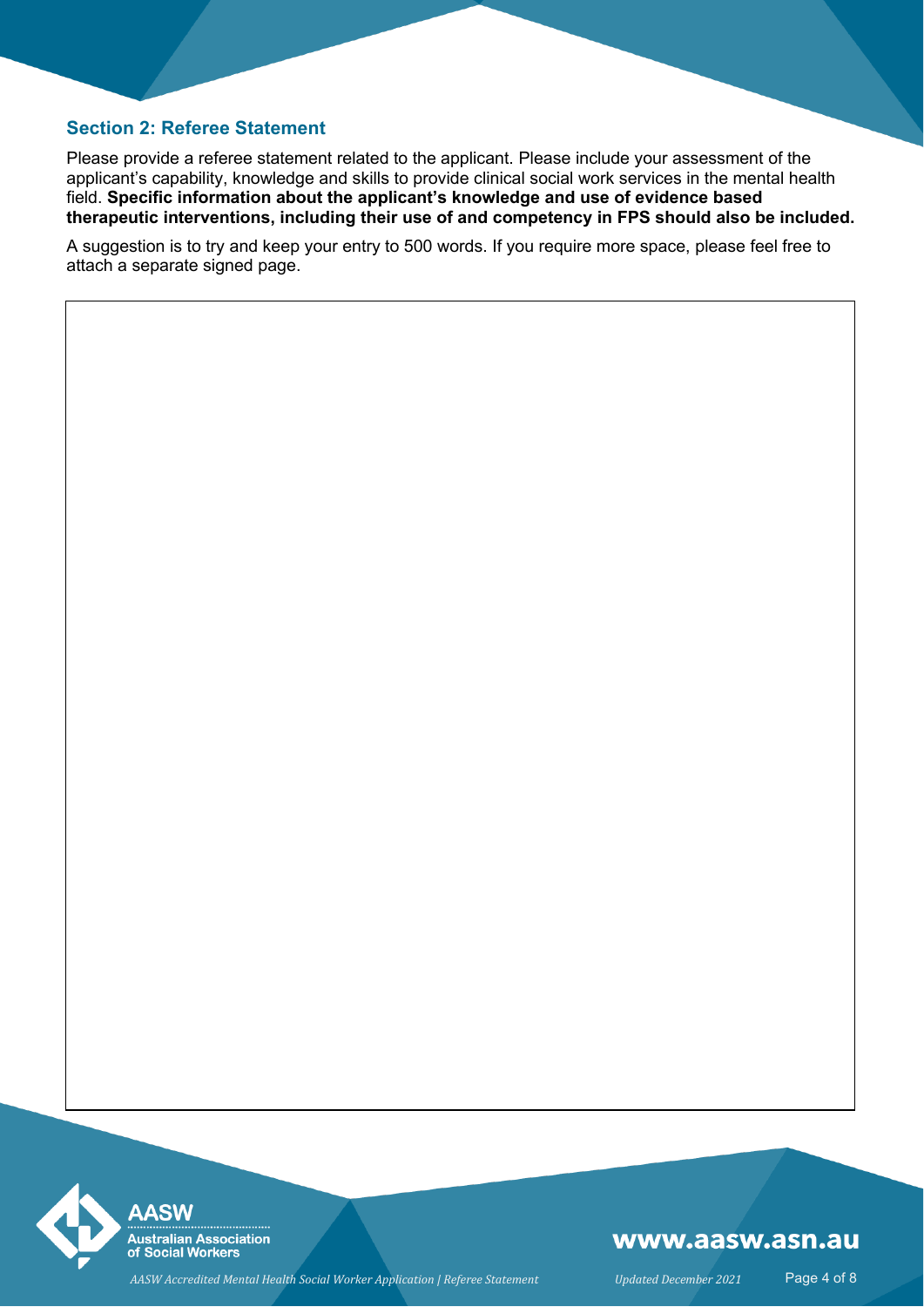## Section 2: Referee Statement

Please provide a referee statement related to the applicant. Please include your assessment of the applicant's capability, knowledge and skills to provide clinical social work services in the mental health field. **Specific information about the applicant's knowledge and use of evidence based therapeutic interventions, including their use of and competency in FPS should also be included.**

A suggestion is to try and keep your entry to 500 words. If you require more space, please feel free to attach a separate signed page.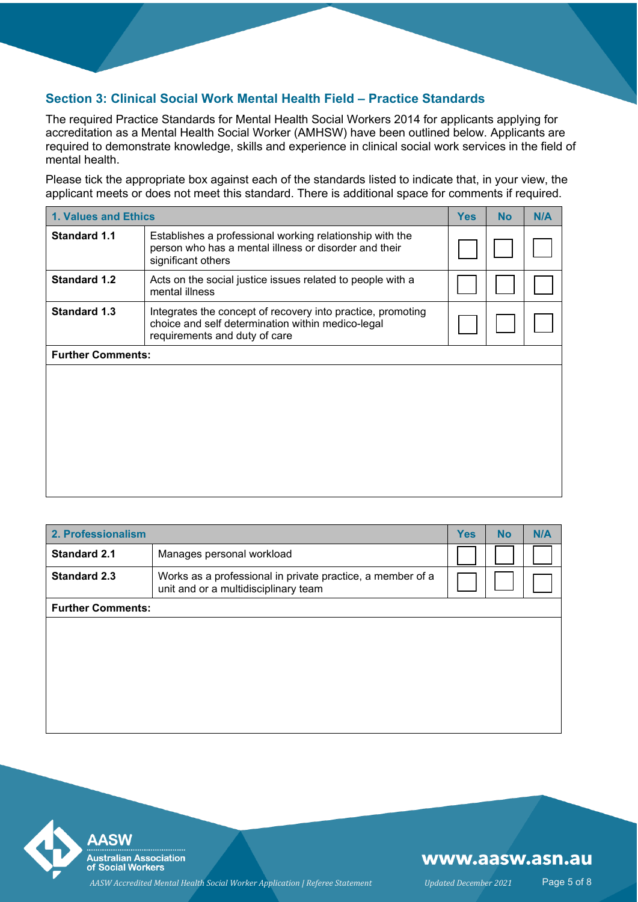## Section 3: Clinical Social Work Mental Health Field – Practice Standards

The required Practice Standards for Mental Health Social Workers 2014 for applicants applying for accreditation as a Mental Health Social Worker (AMHSW) have been outlined below. Applicants are required to demonstrate knowledge, skills and experience in clinical social work services in the field of mental health.

Please tick the appropriate box against each of the standards listed to indicate that, in your view, the applicant meets or does not meet this standard. There is additional space for comments if required.

| 1. Values and Ethics | | Yes | No | N/A |
|---|---|---|---|---|
| **Standard 1.1** | Establishes a professional working relationship with the person who has a mental illness or disorder and their significant others | ☐ | ☐ | ☐ |
| **Standard 1.2** | Acts on the social justice issues related to people with a mental illness | ☐ | ☐ | ☐ |
| **Standard 1.3** | Integrates the concept of recovery into practice, promoting choice and self determination within medico-legal requirements and duty of care | ☐ | ☐ | ☐ |
| **Further Comments:** | | | | |

| 2. Professionalism | | Yes | No | N/A |
|---|---|---|---|---|
| **Standard 2.1** | Manages personal workload | ☐ | ☐ | ☐ |
| **Standard 2.3** | Works as a professional in private practice, a member of a unit and or a multidisciplinary team | ☐ | ☐ | ☐ |
| **Further Comments:** | | | | |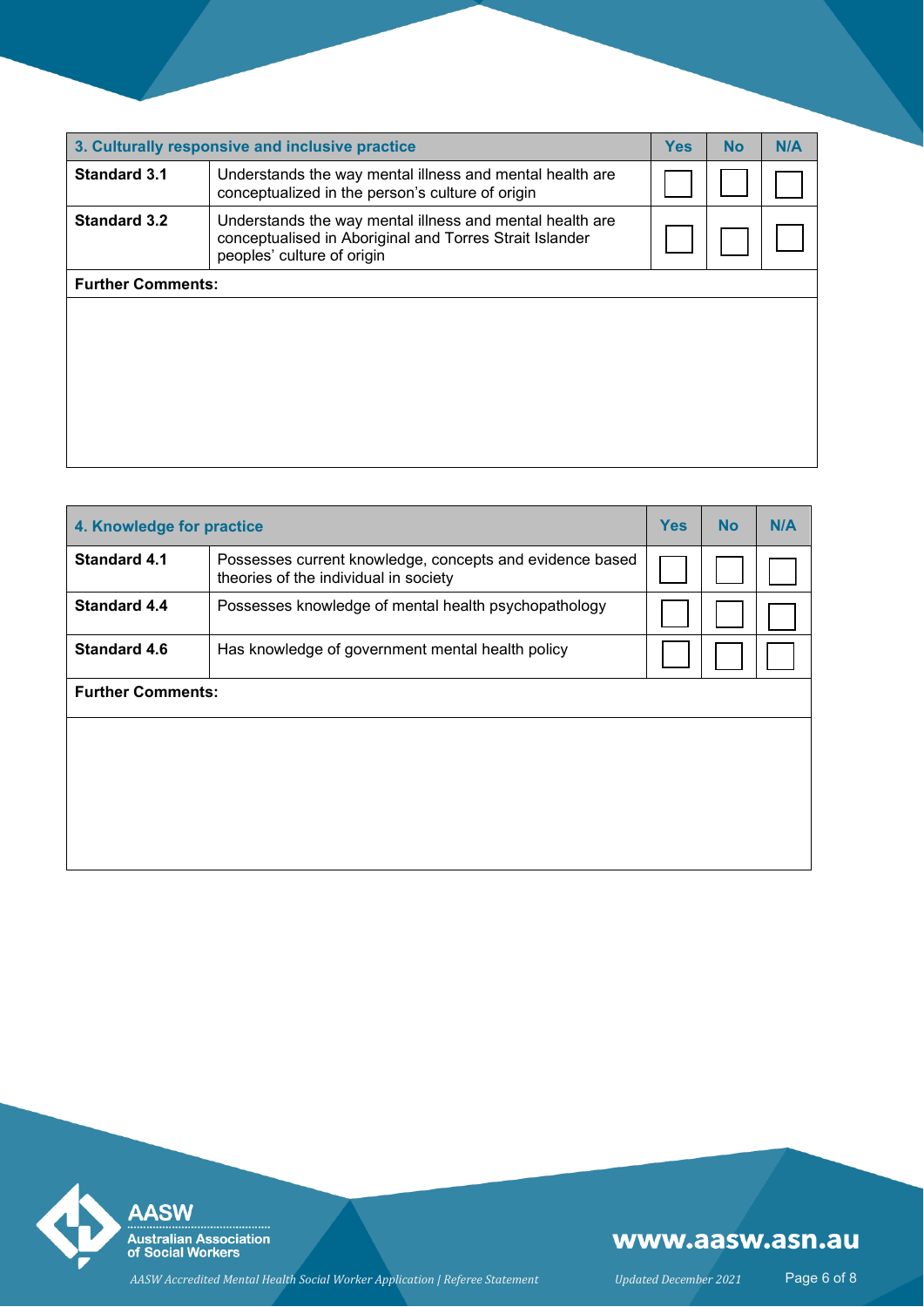| 3. Culturally responsive and inclusive practice | | Yes | No | N/A |
|---|---|---|---|---|
| **Standard 3.1** | Understands the way mental illness and mental health are conceptualized in the person's culture of origin | ☐ | ☐ | ☐ |
| **Standard 3.2** | Understands the way mental illness and mental health are conceptualised in Aboriginal and Torres Strait Islander peoples' culture of origin | ☐ | ☐ | ☐ |
| **Further Comments:** | | | | |

| 4. Knowledge for practice | | Yes | No | N/A |
|---|---|---|---|---|
| **Standard 4.1** | Possesses current knowledge, concepts and evidence based theories of the individual in society | ☐ | ☐ | ☐ |
| **Standard 4.4** | Possesses knowledge of mental health psychopathology | ☐ | ☐ | ☐ |
| **Standard 4.6** | Has knowledge of government mental health policy | ☐ | ☐ | ☐ |
| **Further Comments:** | | | | |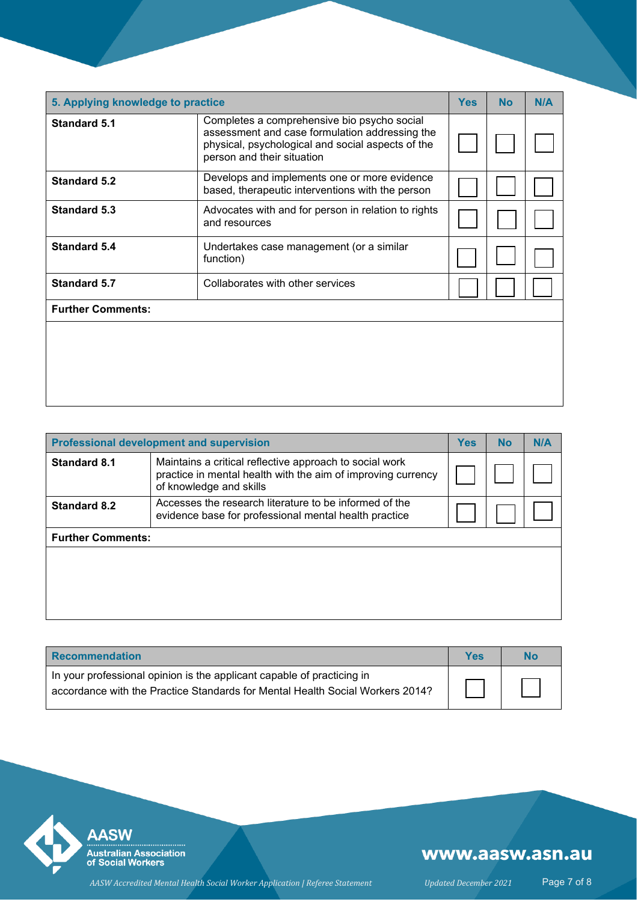| 5. Applying knowledge to practice | | Yes | No | N/A |
|---|---|---|---|---|
| **Standard 5.1** | Completes a comprehensive bio psycho social assessment and case formulation addressing the physical, psychological and social aspects of the person and their situation | ☐ | ☐ | ☐ |
| **Standard 5.2** | Develops and implements one or more evidence based, therapeutic interventions with the person | ☐ | ☐ | ☐ |
| **Standard 5.3** | Advocates with and for person in relation to rights and resources | ☐ | ☐ | ☐ |
| **Standard 5.4** | Undertakes case management (or a similar function) | ☐ | ☐ | ☐ |
| **Standard 5.7** | Collaborates with other services | ☐ | ☐ | ☐ |

**Further Comments:**

| Professional development and supervision | | Yes | No | N/A |
|---|---|---|---|---|
| **Standard 8.1** | Maintains a critical reflective approach to social work practice in mental health with the aim of improving currency of knowledge and skills | ☐ | ☐ | ☐ |
| **Standard 8.2** | Accesses the research literature to be informed of the evidence base for professional mental health practice | ☐ | ☐ | ☐ |

**Further Comments:**

| Recommendation | Yes | No |
|---|---|---|
| In your professional opinion is the applicant capable of practicing in accordance with the Practice Standards for Mental Health Social Workers 2014? | ☐ | ☐ |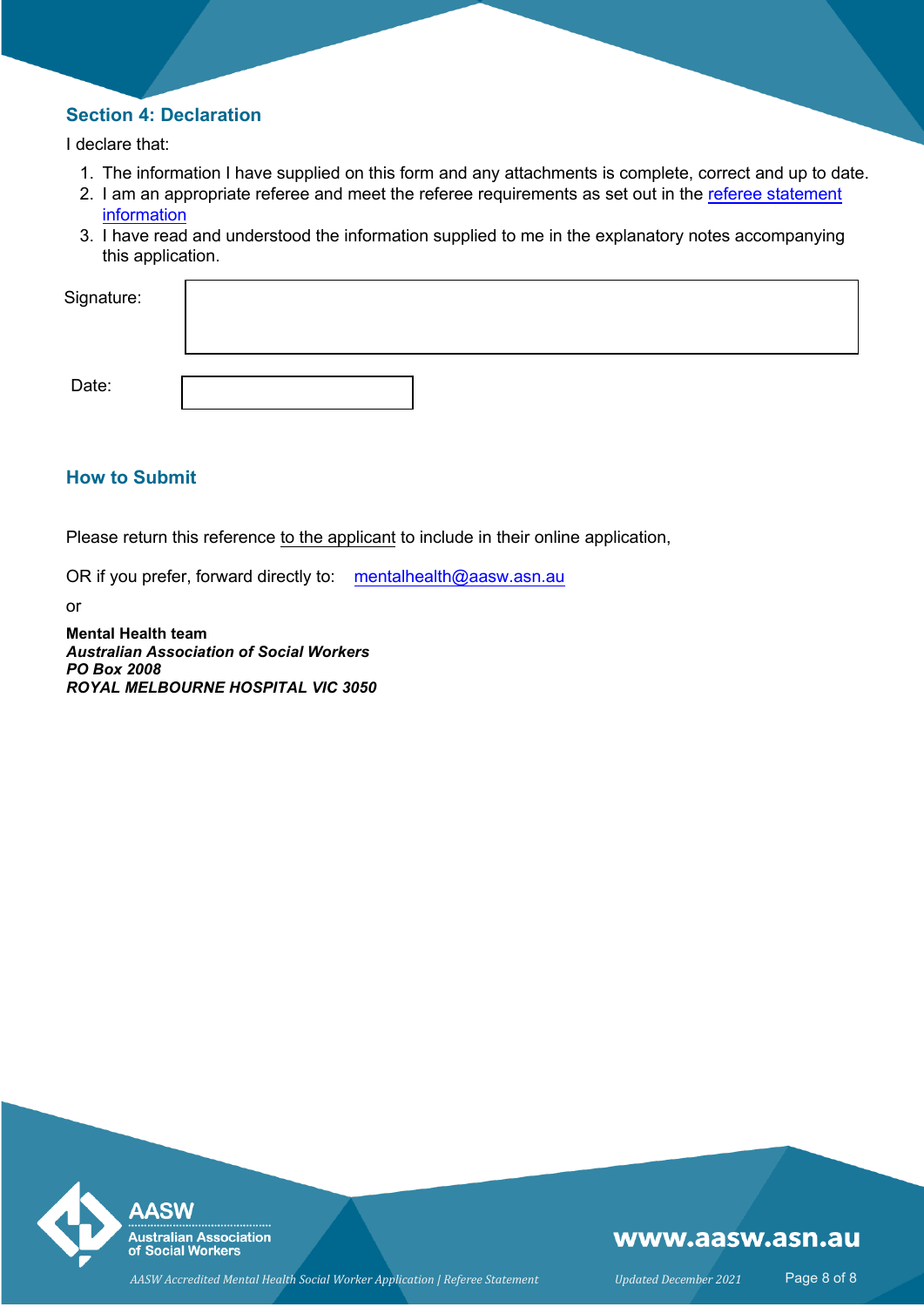## Section 4: Declaration

I declare that:

1. The information I have supplied on this form and any attachments is complete, correct and up to date.
2. I am an appropriate referee and meet the referee requirements as set out in the referee statement information
3. I have read and understood the information supplied to me in the explanatory notes accompanying this application.

Signature:

Date:

## How to Submit

Please return this reference to the applicant to include in their online application,

OR if you prefer, forward directly to: mentalhealth@aasw.asn.au

or

**Mental Health team**
***Australian Association of Social Workers***
***PO Box 2008***
***ROYAL MELBOURNE HOSPITAL VIC 3050***